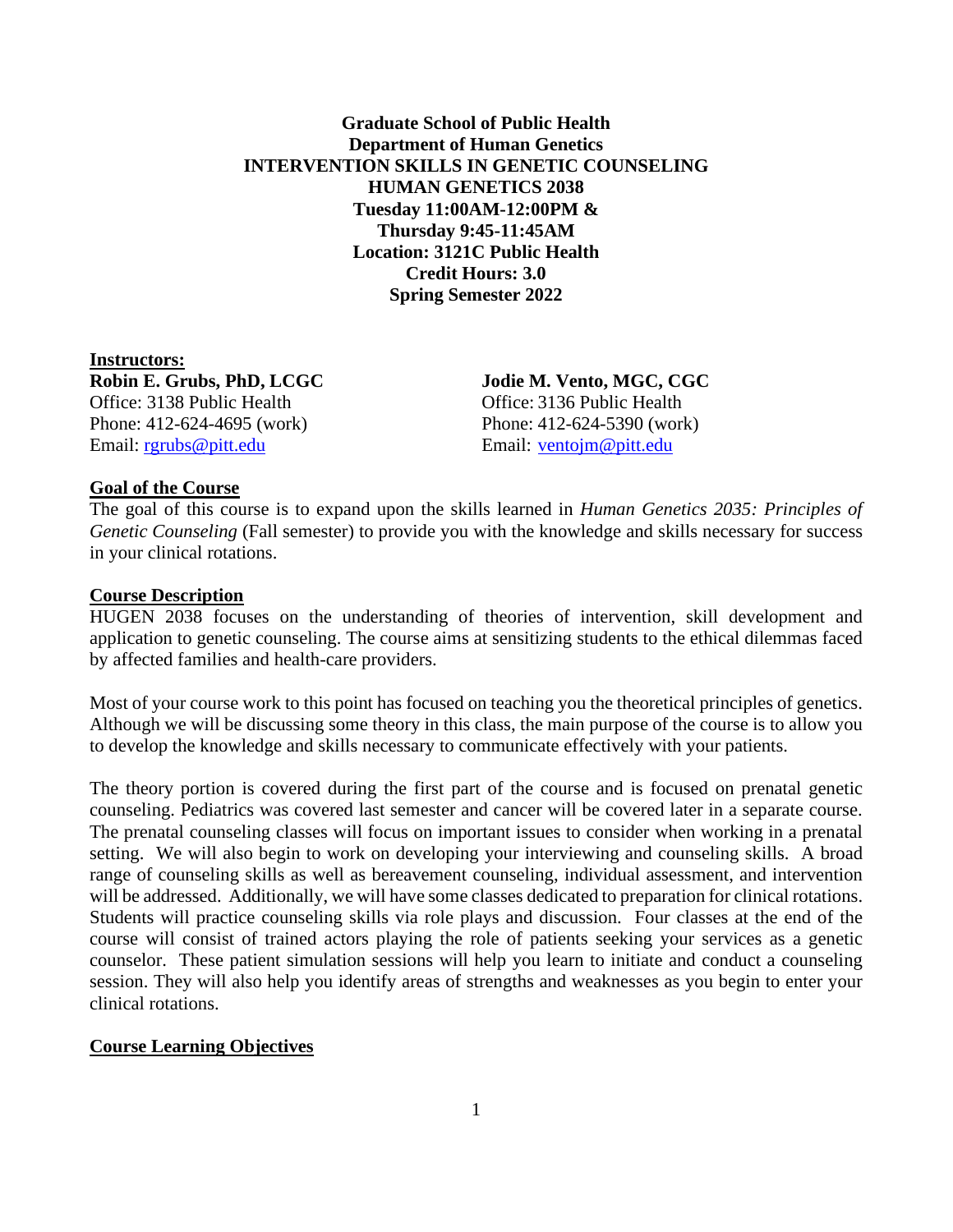**Graduate School of Public Health**
**Department of Human Genetics**
**INTERVENTION SKILLS IN GENETIC COUNSELING**
**HUMAN GENETICS 2038**
**Tuesday 11:00AM-12:00PM &**
**Thursday 9:45-11:45AM**
**Location: 3121C Public Health**
**Credit Hours: 3.0**
**Spring Semester 2022**

## Instructors:

**Robin E. Grubs, PhD, LCGC**
Office: 3138 Public Health
Phone: 412-624-4695 (work)
Email: rgrubs@pitt.edu

**Jodie M. Vento, MGC, CGC**
Office: 3136 Public Health
Phone: 412-624-5390 (work)
Email: ventojm@pitt.edu

## Goal of the Course

The goal of this course is to expand upon the skills learned in *Human Genetics 2035: Principles of Genetic Counseling* (Fall semester) to provide you with the knowledge and skills necessary for success in your clinical rotations.

## Course Description

HUGEN 2038 focuses on the understanding of theories of intervention, skill development and application to genetic counseling. The course aims at sensitizing students to the ethical dilemmas faced by affected families and health-care providers.

Most of your course work to this point has focused on teaching you the theoretical principles of genetics. Although we will be discussing some theory in this class, the main purpose of the course is to allow you to develop the knowledge and skills necessary to communicate effectively with your patients.

The theory portion is covered during the first part of the course and is focused on prenatal genetic counseling. Pediatrics was covered last semester and cancer will be covered later in a separate course. The prenatal counseling classes will focus on important issues to consider when working in a prenatal setting. We will also begin to work on developing your interviewing and counseling skills. A broad range of counseling skills as well as bereavement counseling, individual assessment, and intervention will be addressed. Additionally, we will have some classes dedicated to preparation for clinical rotations. Students will practice counseling skills via role plays and discussion. Four classes at the end of the course will consist of trained actors playing the role of patients seeking your services as a genetic counselor. These patient simulation sessions will help you learn to initiate and conduct a counseling session. They will also help you identify areas of strengths and weaknesses as you begin to enter your clinical rotations.

## Course Learning Objectives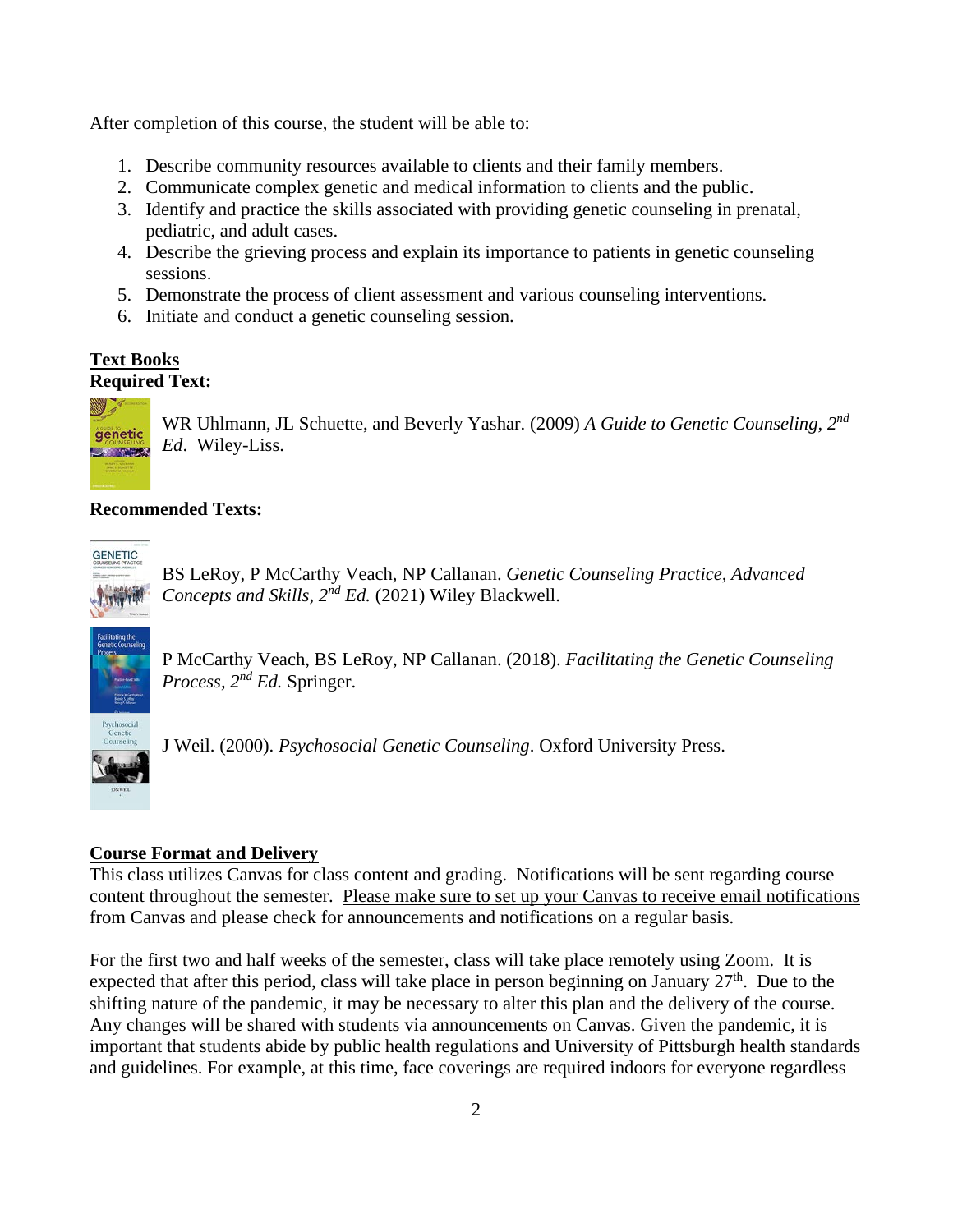After completion of this course, the student will be able to:

1. Describe community resources available to clients and their family members.
2. Communicate complex genetic and medical information to clients and the public.
3. Identify and practice the skills associated with providing genetic counseling in prenatal, pediatric, and adult cases.
4. Describe the grieving process and explain its importance to patients in genetic counseling sessions.
5. Demonstrate the process of client assessment and various counseling interventions.
6. Initiate and conduct a genetic counseling session.

**Text Books**

**Required Text:**

WR Uhlmann, JL Schuette, and Beverly Yashar. (2009) *A Guide to Genetic Counseling, 2nd Ed*. Wiley-Liss.

**Recommended Texts:**

BS LeRoy, P McCarthy Veach, NP Callanan. *Genetic Counseling Practice, Advanced Concepts and Skills, 2nd Ed.* (2021) Wiley Blackwell.

P McCarthy Veach, BS LeRoy, NP Callanan. (2018). *Facilitating the Genetic Counseling Process, 2nd Ed.* Springer.

J Weil. (2000). *Psychosocial Genetic Counseling*. Oxford University Press.

**Course Format and Delivery**

This class utilizes Canvas for class content and grading. Notifications will be sent regarding course content throughout the semester. Please make sure to set up your Canvas to receive email notifications from Canvas and please check for announcements and notifications on a regular basis.

For the first two and half weeks of the semester, class will take place remotely using Zoom. It is expected that after this period, class will take place in person beginning on January 27th. Due to the shifting nature of the pandemic, it may be necessary to alter this plan and the delivery of the course. Any changes will be shared with students via announcements on Canvas. Given the pandemic, it is important that students abide by public health regulations and University of Pittsburgh health standards and guidelines. For example, at this time, face coverings are required indoors for everyone regardless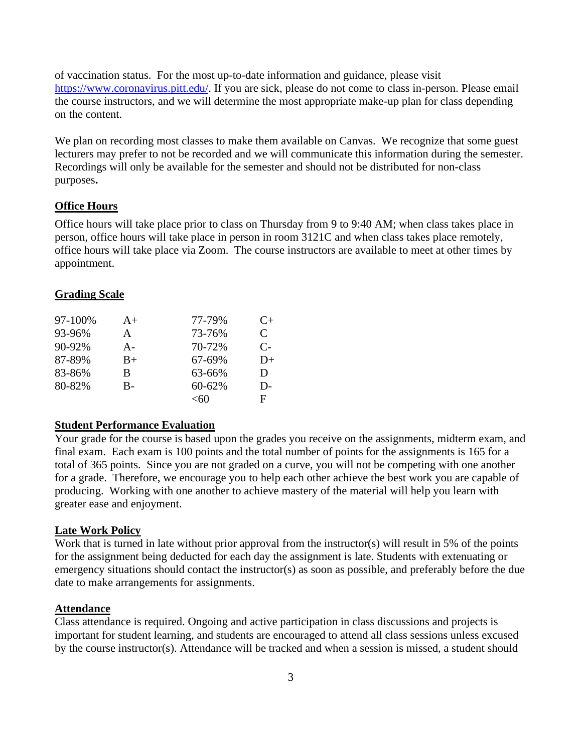of vaccination status. For the most up-to-date information and guidance, please visit https://www.coronavirus.pitt.edu/. If you are sick, please do not come to class in-person. Please email the course instructors, and we will determine the most appropriate make-up plan for class depending on the content.

We plan on recording most classes to make them available on Canvas. We recognize that some guest lecturers may prefer to not be recorded and we will communicate this information during the semester. Recordings will only be available for the semester and should not be distributed for non-class purposes**.**

## Office Hours

Office hours will take place prior to class on Thursday from 9 to 9:40 AM; when class takes place in person, office hours will take place in person in room 3121C and when class takes place remotely, office hours will take place via Zoom. The course instructors are available to meet at other times by appointment.

## Grading Scale

| Percentage | Grade | Percentage | Grade |
|---|---|---|---|
| 97-100% | A+ | 77-79% | C+ |
| 93-96% | A | 73-76% | C |
| 90-92% | A- | 70-72% | C- |
| 87-89% | B+ | 67-69% | D+ |
| 83-86% | B | 63-66% | D |
| 80-82% | B- | 60-62% | D- |
| | | <60 | F |

## Student Performance Evaluation

Your grade for the course is based upon the grades you receive on the assignments, midterm exam, and final exam. Each exam is 100 points and the total number of points for the assignments is 165 for a total of 365 points. Since you are not graded on a curve, you will not be competing with one another for a grade. Therefore, we encourage you to help each other achieve the best work you are capable of producing. Working with one another to achieve mastery of the material will help you learn with greater ease and enjoyment.

## Late Work Policy

Work that is turned in late without prior approval from the instructor(s) will result in 5% of the points for the assignment being deducted for each day the assignment is late. Students with extenuating or emergency situations should contact the instructor(s) as soon as possible, and preferably before the due date to make arrangements for assignments.

## Attendance

Class attendance is required. Ongoing and active participation in class discussions and projects is important for student learning, and students are encouraged to attend all class sessions unless excused by the course instructor(s). Attendance will be tracked and when a session is missed, a student should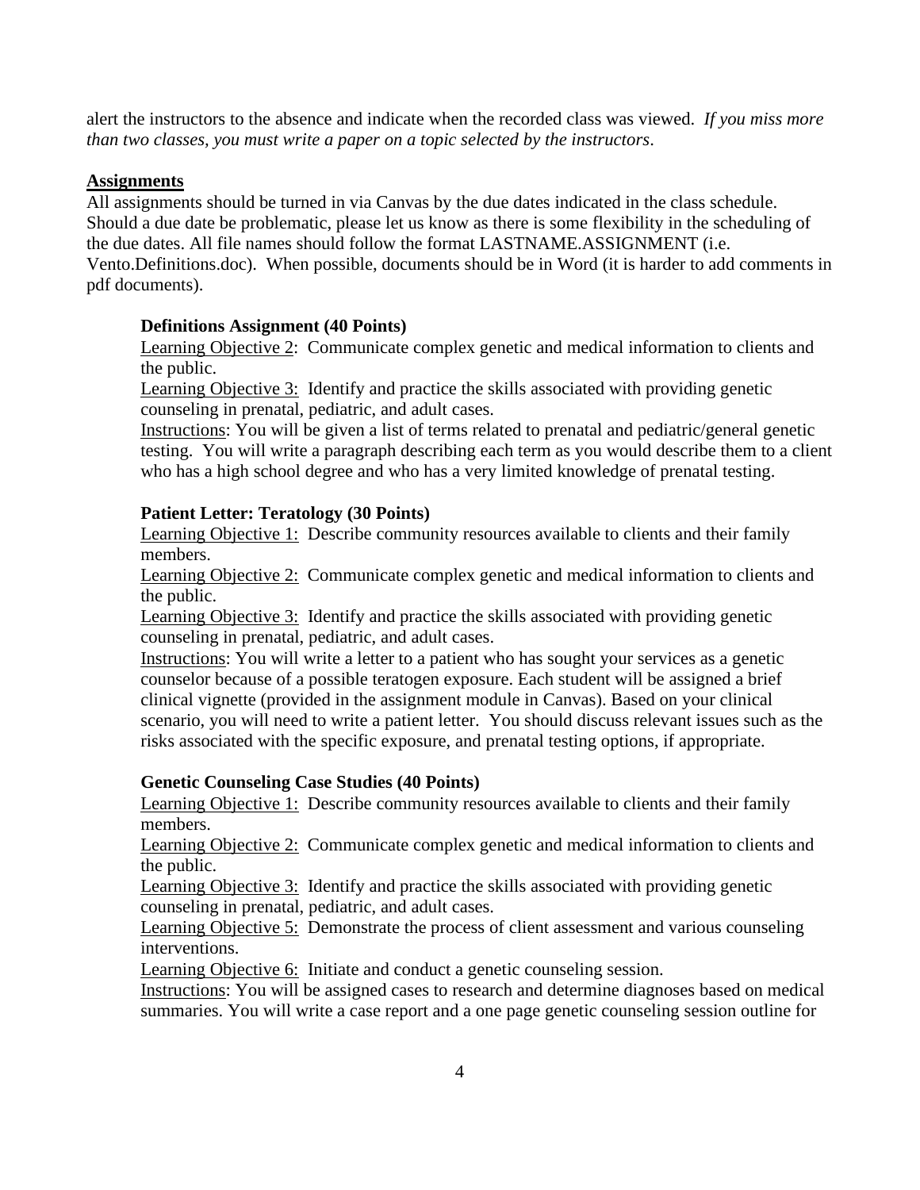alert the instructors to the absence and indicate when the recorded class was viewed. *If you miss more than two classes, you must write a paper on a topic selected by the instructors*.

## Assignments

All assignments should be turned in via Canvas by the due dates indicated in the class schedule. Should a due date be problematic, please let us know as there is some flexibility in the scheduling of the due dates. All file names should follow the format LASTNAME.ASSIGNMENT (i.e. Vento.Definitions.doc). When possible, documents should be in Word (it is harder to add comments in pdf documents).

### Definitions Assignment (40 Points)

Learning Objective 2: Communicate complex genetic and medical information to clients and the public.
Learning Objective 3: Identify and practice the skills associated with providing genetic counseling in prenatal, pediatric, and adult cases.
Instructions: You will be given a list of terms related to prenatal and pediatric/general genetic testing. You will write a paragraph describing each term as you would describe them to a client who has a high school degree and who has a very limited knowledge of prenatal testing.

### Patient Letter: Teratology (30 Points)

Learning Objective 1: Describe community resources available to clients and their family members.
Learning Objective 2: Communicate complex genetic and medical information to clients and the public.
Learning Objective 3: Identify and practice the skills associated with providing genetic counseling in prenatal, pediatric, and adult cases.
Instructions: You will write a letter to a patient who has sought your services as a genetic counselor because of a possible teratogen exposure. Each student will be assigned a brief clinical vignette (provided in the assignment module in Canvas). Based on your clinical scenario, you will need to write a patient letter. You should discuss relevant issues such as the risks associated with the specific exposure, and prenatal testing options, if appropriate.

### Genetic Counseling Case Studies (40 Points)

Learning Objective 1: Describe community resources available to clients and their family members.
Learning Objective 2: Communicate complex genetic and medical information to clients and the public.
Learning Objective 3: Identify and practice the skills associated with providing genetic counseling in prenatal, pediatric, and adult cases.
Learning Objective 5: Demonstrate the process of client assessment and various counseling interventions.
Learning Objective 6: Initiate and conduct a genetic counseling session.
Instructions: You will be assigned cases to research and determine diagnoses based on medical summaries. You will write a case report and a one page genetic counseling session outline for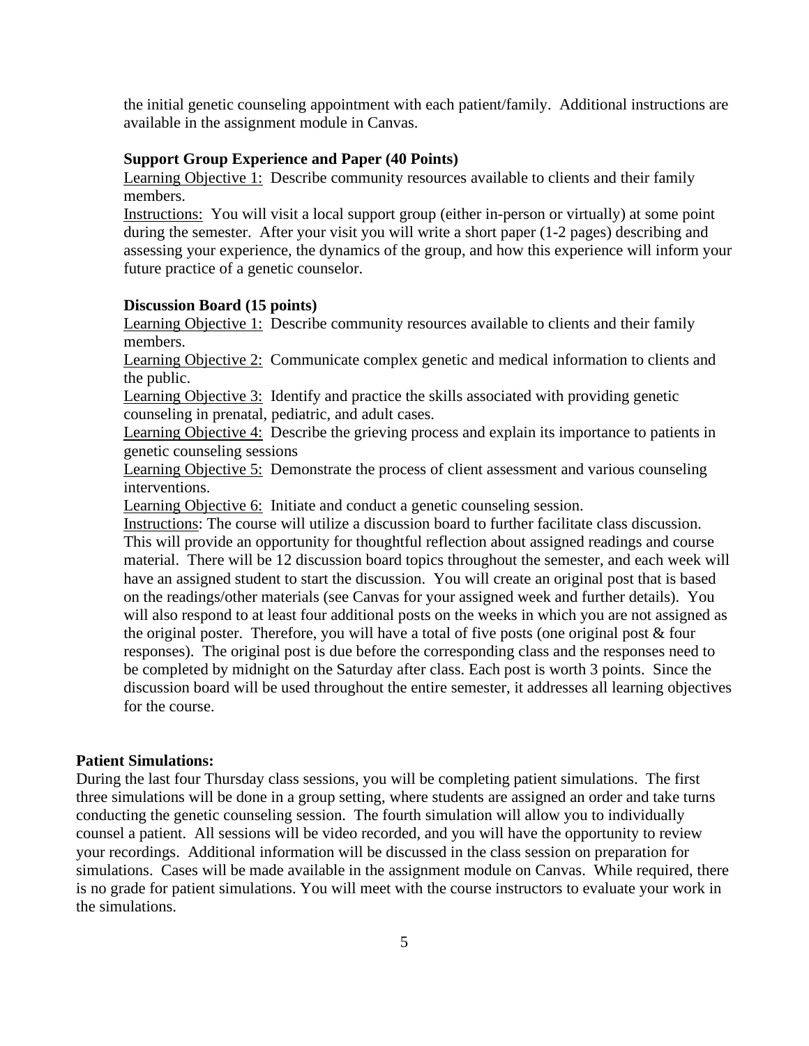the initial genetic counseling appointment with each patient/family. Additional instructions are available in the assignment module in Canvas.

**Support Group Experience and Paper (40 Points)**

Learning Objective 1: Describe community resources available to clients and their family members.

Instructions: You will visit a local support group (either in-person or virtually) at some point during the semester. After your visit you will write a short paper (1-2 pages) describing and assessing your experience, the dynamics of the group, and how this experience will inform your future practice of a genetic counselor.

**Discussion Board (15 points)**

Learning Objective 1: Describe community resources available to clients and their family members.

Learning Objective 2: Communicate complex genetic and medical information to clients and the public.

Learning Objective 3: Identify and practice the skills associated with providing genetic counseling in prenatal, pediatric, and adult cases.

Learning Objective 4: Describe the grieving process and explain its importance to patients in genetic counseling sessions

Learning Objective 5: Demonstrate the process of client assessment and various counseling interventions.

Learning Objective 6: Initiate and conduct a genetic counseling session.

Instructions: The course will utilize a discussion board to further facilitate class discussion. This will provide an opportunity for thoughtful reflection about assigned readings and course material. There will be 12 discussion board topics throughout the semester, and each week will have an assigned student to start the discussion. You will create an original post that is based on the readings/other materials (see Canvas for your assigned week and further details). You will also respond to at least four additional posts on the weeks in which you are not assigned as the original poster. Therefore, you will have a total of five posts (one original post & four responses). The original post is due before the corresponding class and the responses need to be completed by midnight on the Saturday after class. Each post is worth 3 points. Since the discussion board will be used throughout the entire semester, it addresses all learning objectives for the course.

**Patient Simulations:**

During the last four Thursday class sessions, you will be completing patient simulations. The first three simulations will be done in a group setting, where students are assigned an order and take turns conducting the genetic counseling session. The fourth simulation will allow you to individually counsel a patient. All sessions will be video recorded, and you will have the opportunity to review your recordings. Additional information will be discussed in the class session on preparation for simulations. Cases will be made available in the assignment module on Canvas. While required, there is no grade for patient simulations. You will meet with the course instructors to evaluate your work in the simulations.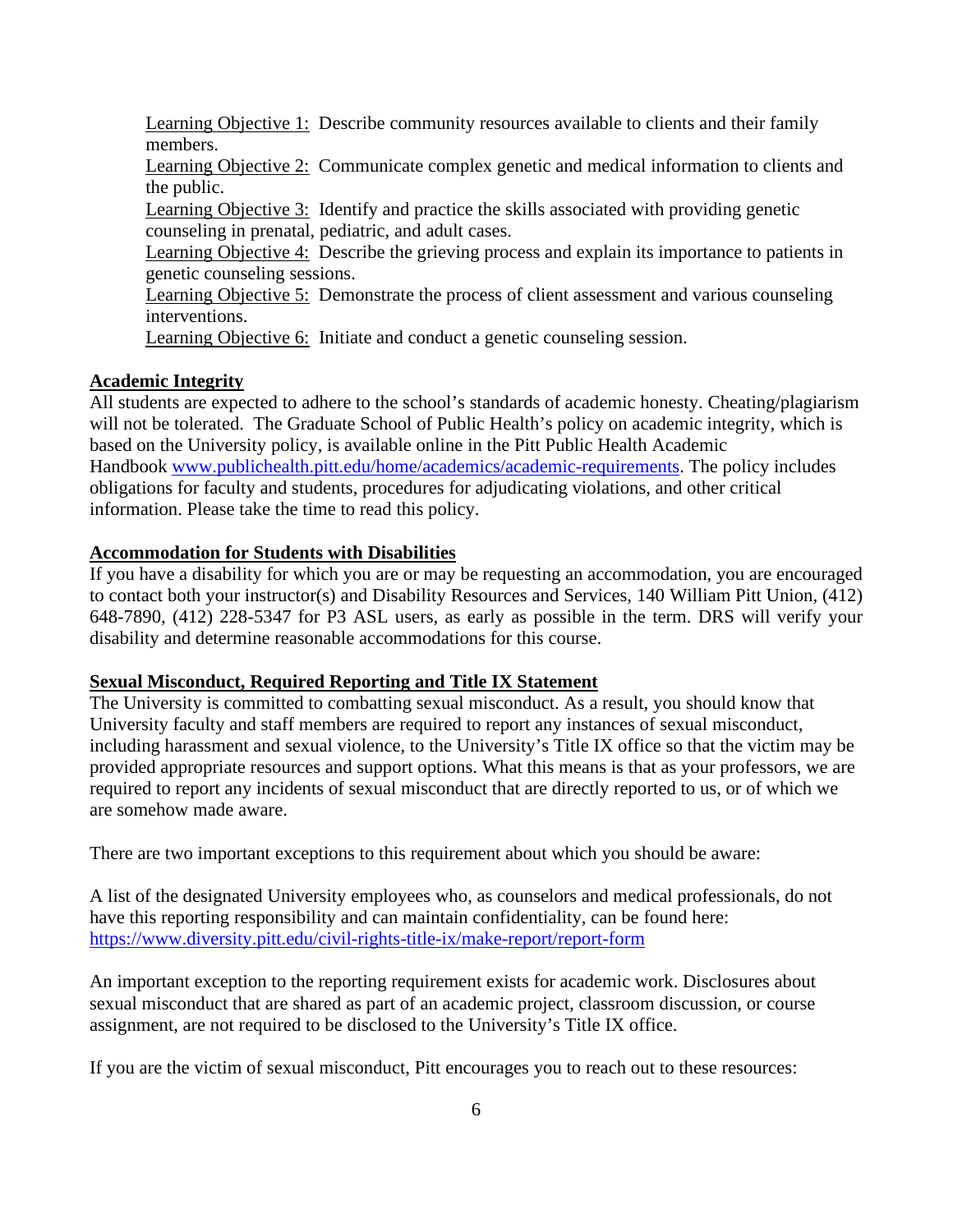Learning Objective 1: Describe community resources available to clients and their family members.
Learning Objective 2: Communicate complex genetic and medical information to clients and the public.
Learning Objective 3: Identify and practice the skills associated with providing genetic counseling in prenatal, pediatric, and adult cases.
Learning Objective 4: Describe the grieving process and explain its importance to patients in genetic counseling sessions.
Learning Objective 5: Demonstrate the process of client assessment and various counseling interventions.
Learning Objective 6: Initiate and conduct a genetic counseling session.

## Academic Integrity

All students are expected to adhere to the school's standards of academic honesty. Cheating/plagiarism will not be tolerated. The Graduate School of Public Health's policy on academic integrity, which is based on the University policy, is available online in the Pitt Public Health Academic Handbook www.publichealth.pitt.edu/home/academics/academic-requirements. The policy includes obligations for faculty and students, procedures for adjudicating violations, and other critical information. Please take the time to read this policy.

## Accommodation for Students with Disabilities

If you have a disability for which you are or may be requesting an accommodation, you are encouraged to contact both your instructor(s) and Disability Resources and Services, 140 William Pitt Union, (412) 648-7890, (412) 228-5347 for P3 ASL users, as early as possible in the term. DRS will verify your disability and determine reasonable accommodations for this course.

## Sexual Misconduct, Required Reporting and Title IX Statement

The University is committed to combatting sexual misconduct. As a result, you should know that University faculty and staff members are required to report any instances of sexual misconduct, including harassment and sexual violence, to the University's Title IX office so that the victim may be provided appropriate resources and support options. What this means is that as your professors, we are required to report any incidents of sexual misconduct that are directly reported to us, or of which we are somehow made aware.

There are two important exceptions to this requirement about which you should be aware:

A list of the designated University employees who, as counselors and medical professionals, do not have this reporting responsibility and can maintain confidentiality, can be found here: https://www.diversity.pitt.edu/civil-rights-title-ix/make-report/report-form

An important exception to the reporting requirement exists for academic work. Disclosures about sexual misconduct that are shared as part of an academic project, classroom discussion, or course assignment, are not required to be disclosed to the University's Title IX office.

If you are the victim of sexual misconduct, Pitt encourages you to reach out to these resources: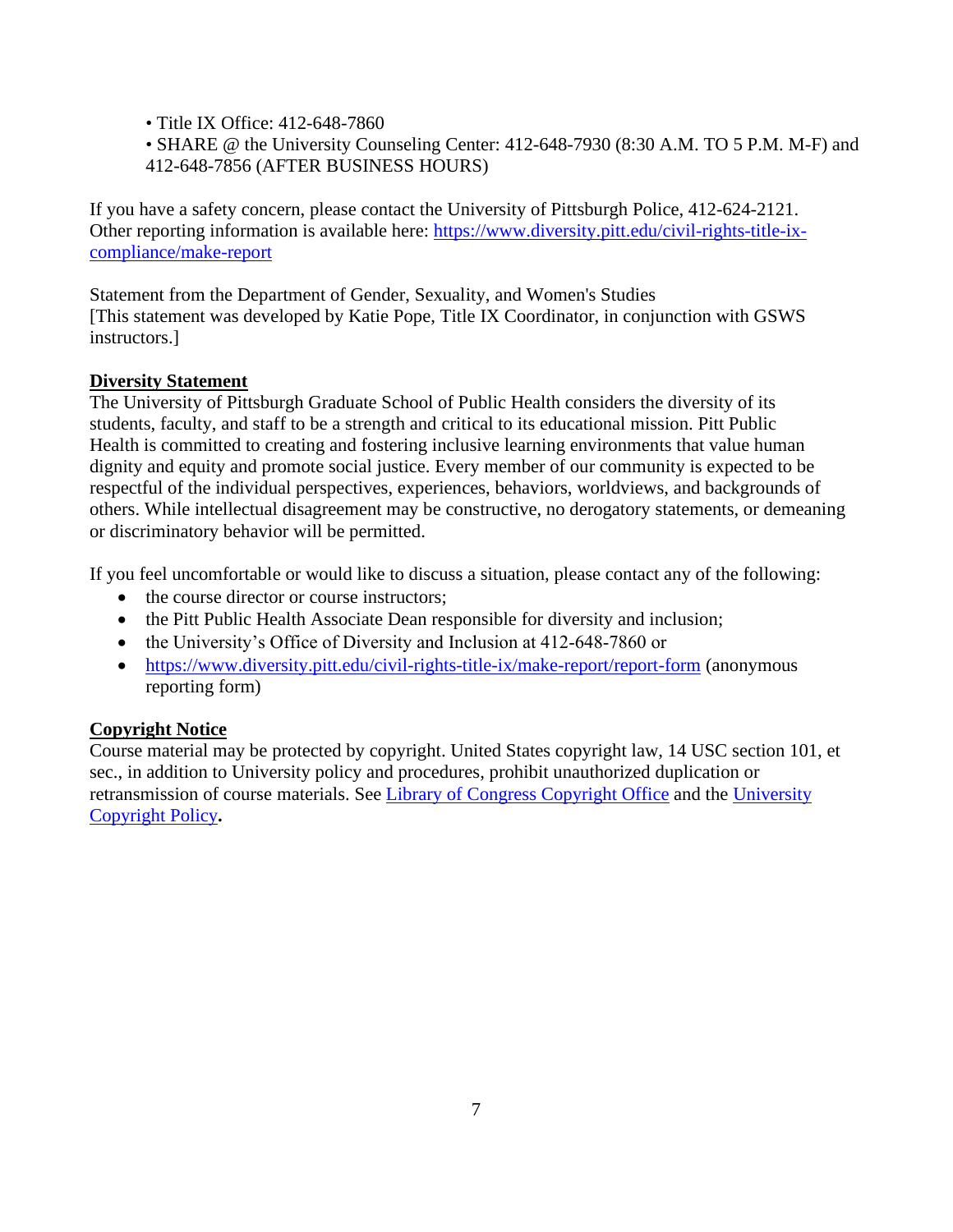- Title IX Office: 412-648-7860
- SHARE @ the University Counseling Center: 412-648-7930 (8:30 A.M. TO 5 P.M. M-F) and 412-648-7856 (AFTER BUSINESS HOURS)

If you have a safety concern, please contact the University of Pittsburgh Police, 412-624-2121. Other reporting information is available here: https://www.diversity.pitt.edu/civil-rights-title-ix-compliance/make-report

Statement from the Department of Gender, Sexuality, and Women's Studies
[This statement was developed by Katie Pope, Title IX Coordinator, in conjunction with GSWS instructors.]

**Diversity Statement**

The University of Pittsburgh Graduate School of Public Health considers the diversity of its students, faculty, and staff to be a strength and critical to its educational mission. Pitt Public Health is committed to creating and fostering inclusive learning environments that value human dignity and equity and promote social justice. Every member of our community is expected to be respectful of the individual perspectives, experiences, behaviors, worldviews, and backgrounds of others. While intellectual disagreement may be constructive, no derogatory statements, or demeaning or discriminatory behavior will be permitted.

If you feel uncomfortable or would like to discuss a situation, please contact any of the following:

- the course director or course instructors;
- the Pitt Public Health Associate Dean responsible for diversity and inclusion;
- the University's Office of Diversity and Inclusion at 412-648-7860 or
- https://www.diversity.pitt.edu/civil-rights-title-ix/make-report/report-form (anonymous reporting form)

**Copyright Notice**

Course material may be protected by copyright. United States copyright law, 14 USC section 101, et sec., in addition to University policy and procedures, prohibit unauthorized duplication or retransmission of course materials. See Library of Congress Copyright Office and the University Copyright Policy.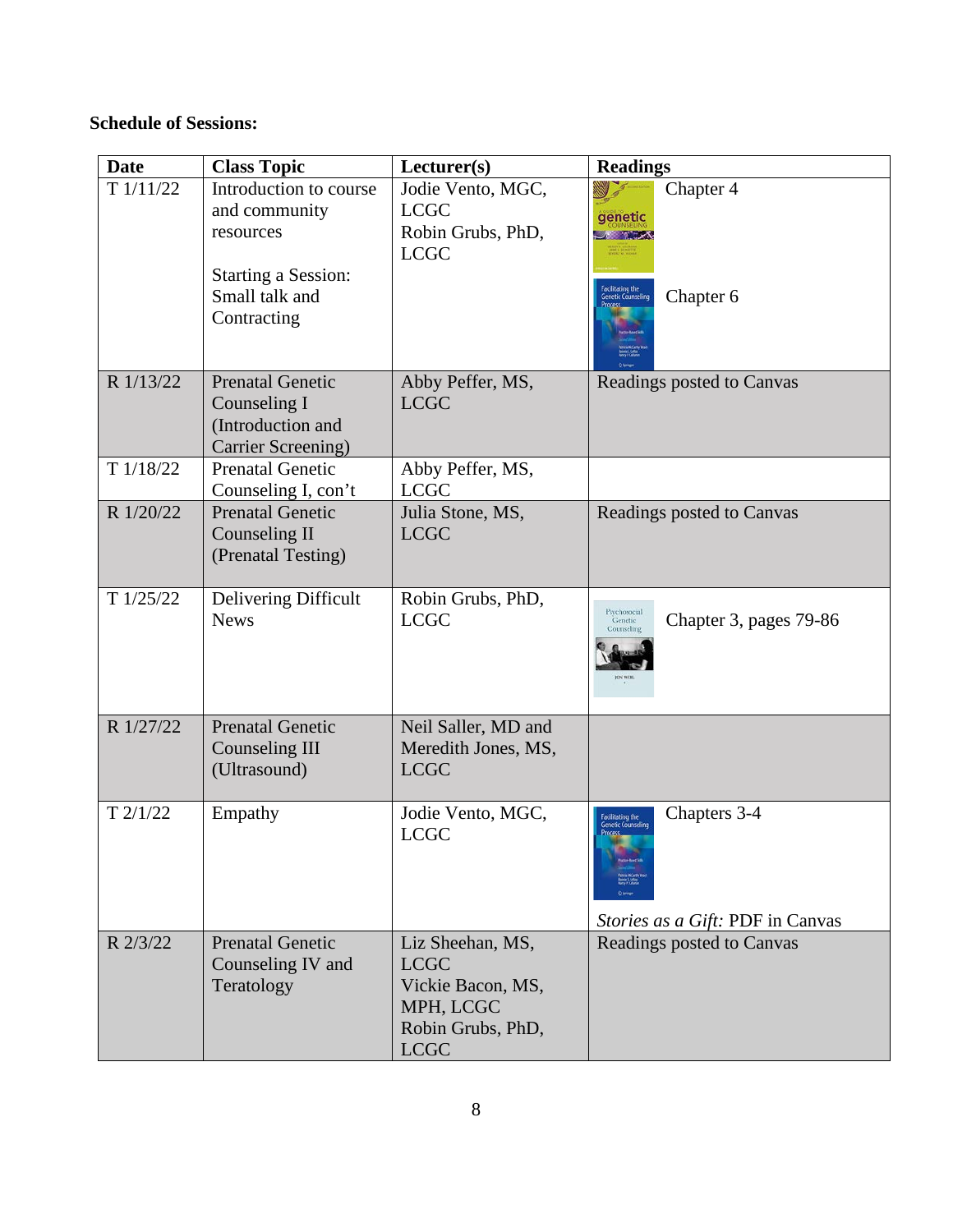**Schedule of Sessions:**

| Date | Class Topic | Lecturer(s) | Readings |
|---|---|---|---|
| T 1/11/22 | Introduction to course and community resources<br><br>Starting a Session: Small talk and Contracting | Jodie Vento, MGC, LCGC<br>Robin Grubs, PhD, LCGC | Chapter 4<br><br>Chapter 6 |
| R 1/13/22 | Prenatal Genetic Counseling I (Introduction and Carrier Screening) | Abby Peffer, MS, LCGC | Readings posted to Canvas |
| T 1/18/22 | Prenatal Genetic Counseling I, con't | Abby Peffer, MS, LCGC | |
| R 1/20/22 | Prenatal Genetic Counseling II (Prenatal Testing) | Julia Stone, MS, LCGC | Readings posted to Canvas |
| T 1/25/22 | Delivering Difficult News | Robin Grubs, PhD, LCGC | Chapter 3, pages 79-86 |
| R 1/27/22 | Prenatal Genetic Counseling III (Ultrasound) | Neil Saller, MD and Meredith Jones, MS, LCGC | |
| T 2/1/22 | Empathy | Jodie Vento, MGC, LCGC | Chapters 3-4<br><br>*Stories as a Gift:* PDF in Canvas |
| R 2/3/22 | Prenatal Genetic Counseling IV and Teratology | Liz Sheehan, MS, LCGC<br>Vickie Bacon, MS, MPH, LCGC<br>Robin Grubs, PhD, LCGC | Readings posted to Canvas |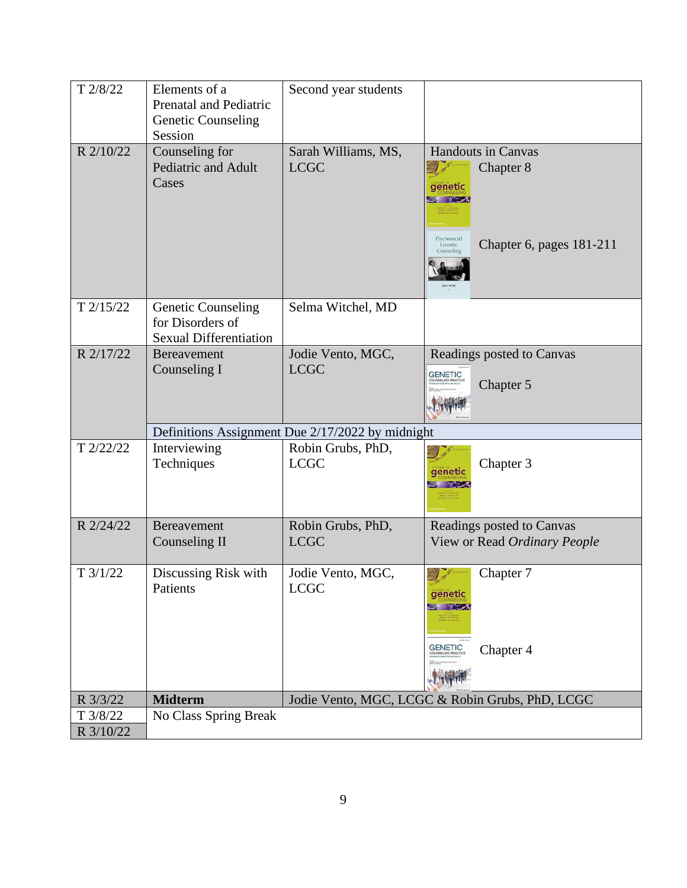| Date | Topic | Instructor | Readings |
|---|---|---|---|
| T 2/8/22 | Elements of a Prenatal and Pediatric Genetic Counseling Session | Second year students | |
| R 2/10/22 | Counseling for Pediatric and Adult Cases | Sarah Williams, MS, LCGC | Handouts in Canvas<br>Chapter 8<br>Chapter 6, pages 181-211 |
| T 2/15/22 | Genetic Counseling for Disorders of Sexual Differentiation | Selma Witchel, MD | |
| R 2/17/22 | Bereavement Counseling I | Jodie Vento, MGC, LCGC | Readings posted to Canvas<br>Chapter 5 |
| | Definitions Assignment Due 2/17/2022 by midnight | | |
| T 2/22/22 | Interviewing Techniques | Robin Grubs, PhD, LCGC | Chapter 3 |
| R 2/24/22 | Bereavement Counseling II | Robin Grubs, PhD, LCGC | Readings posted to Canvas<br>View or Read *Ordinary People* |
| T 3/1/22 | Discussing Risk with Patients | Jodie Vento, MGC, LCGC | Chapter 7<br>Chapter 4 |
| R 3/3/22 | **Midterm** | Jodie Vento, MGC, LCGC & Robin Grubs, PhD, LCGC | |
| T 3/8/22<br>R 3/10/22 | No Class Spring Break | | |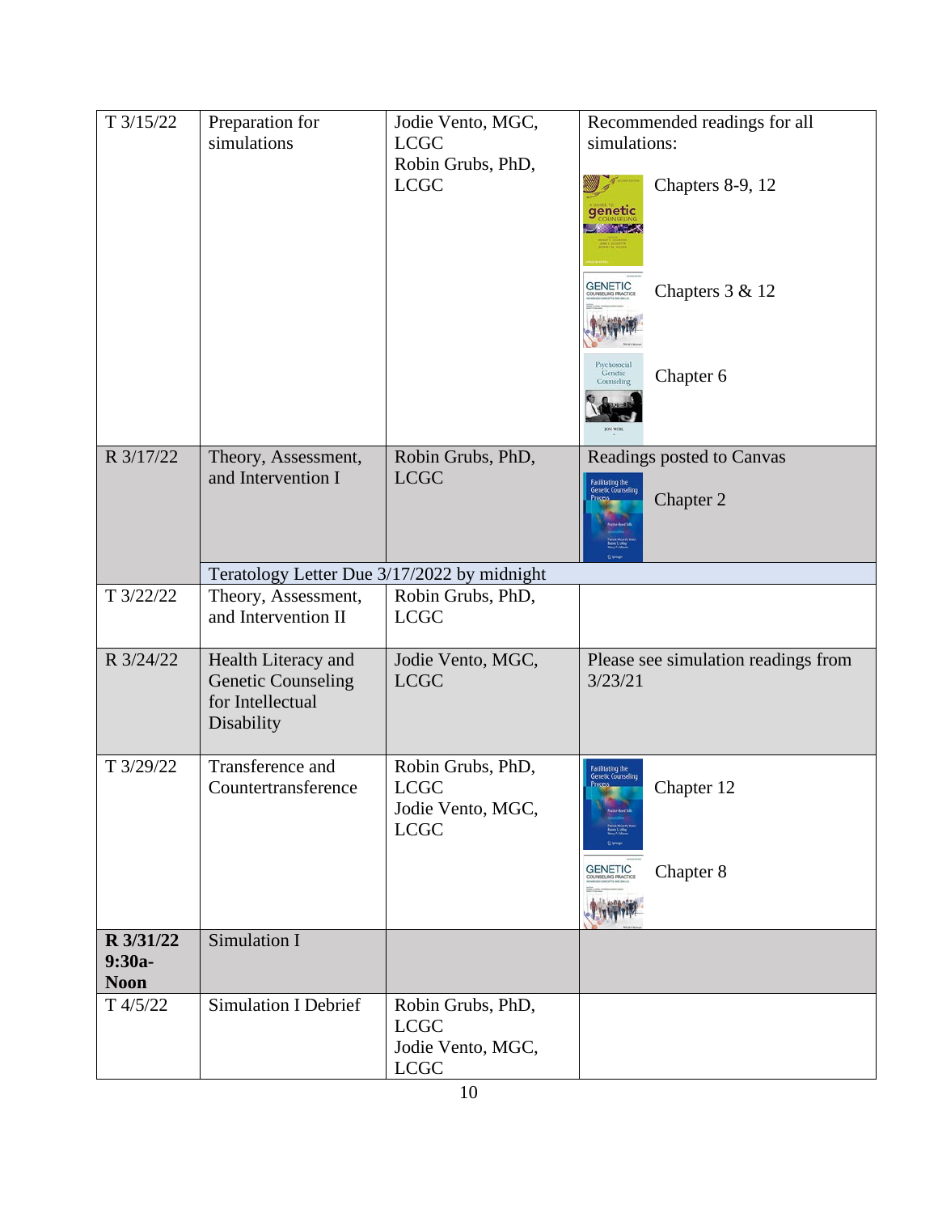| T 3/15/22 | Preparation for simulations | Jodie Vento, MGC, LCGC<br>Robin Grubs, PhD, LCGC | Recommended readings for all simulations:<br>Chapters 8-9, 12<br>Chapters 3 & 12<br>Chapter 6 |
|---|---|---|---|
| R 3/17/22 | Theory, Assessment, and Intervention I | Robin Grubs, PhD, LCGC | Readings posted to Canvas<br>Chapter 2 |
| | Teratology Letter Due 3/17/2022 by midnight | | |
| T 3/22/22 | Theory, Assessment, and Intervention II | Robin Grubs, PhD, LCGC | |
| R 3/24/22 | Health Literacy and Genetic Counseling for Intellectual Disability | Jodie Vento, MGC, LCGC | Please see simulation readings from 3/23/21 |
| T 3/29/22 | Transference and Countertransference | Robin Grubs, PhD, LCGC<br>Jodie Vento, MGC, LCGC | Chapter 12<br>Chapter 8 |
| **R 3/31/22 9:30a-Noon** | Simulation I | | |
| T 4/5/22 | Simulation I Debrief | Robin Grubs, PhD, LCGC<br>Jodie Vento, MGC, LCGC | |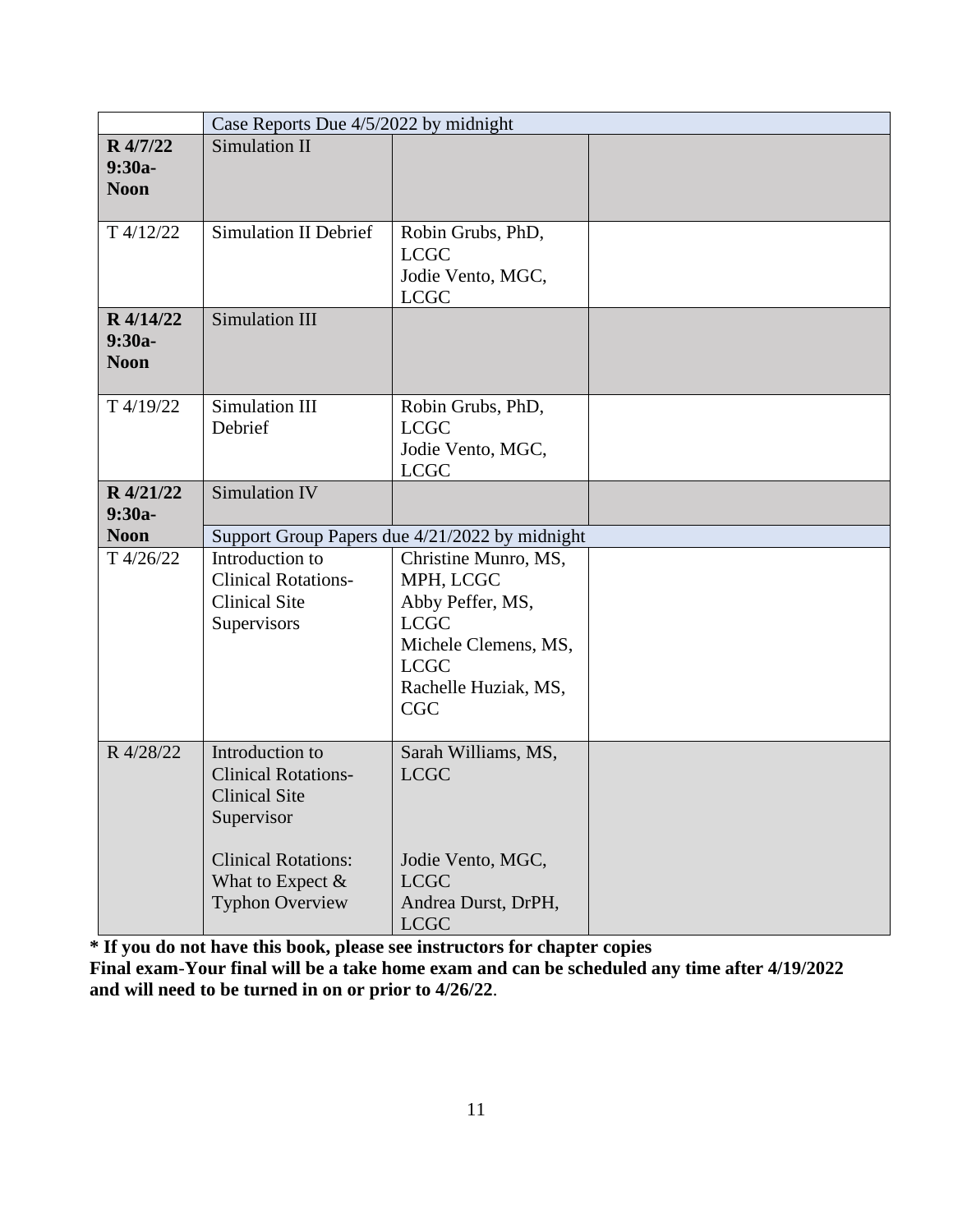| | | | |
|---|---|---|---|
| | Case Reports Due 4/5/2022 by midnight | | |
| **R 4/7/22 9:30a-Noon** | Simulation II | | |
| T 4/12/22 | Simulation II Debrief | Robin Grubs, PhD, LCGC<br>Jodie Vento, MGC, LCGC | |
| **R 4/14/22 9:30a-Noon** | Simulation III | | |
| T 4/19/22 | Simulation III Debrief | Robin Grubs, PhD, LCGC<br>Jodie Vento, MGC, LCGC | |
| **R 4/21/22 9:30a-Noon** | Simulation IV | | |
| | Support Group Papers due 4/21/2022 by midnight | | |
| T 4/26/22 | Introduction to Clinical Rotations-Clinical Site Supervisors | Christine Munro, MS, MPH, LCGC<br>Abby Peffer, MS, LCGC<br>Michele Clemens, MS, LCGC<br>Rachelle Huziak, MS, CGC | |
| R 4/28/22 | Introduction to Clinical Rotations-Clinical Site Supervisor<br><br>Clinical Rotations: What to Expect & Typhon Overview | Sarah Williams, MS, LCGC<br><br>Jodie Vento, MGC, LCGC<br>Andrea Durst, DrPH, LCGC | |

**\* If you do not have this book, please see instructors for chapter copies**
**Final exam-Your final will be a take home exam and can be scheduled any time after 4/19/2022 and will need to be turned in on or prior to 4/26/22**.